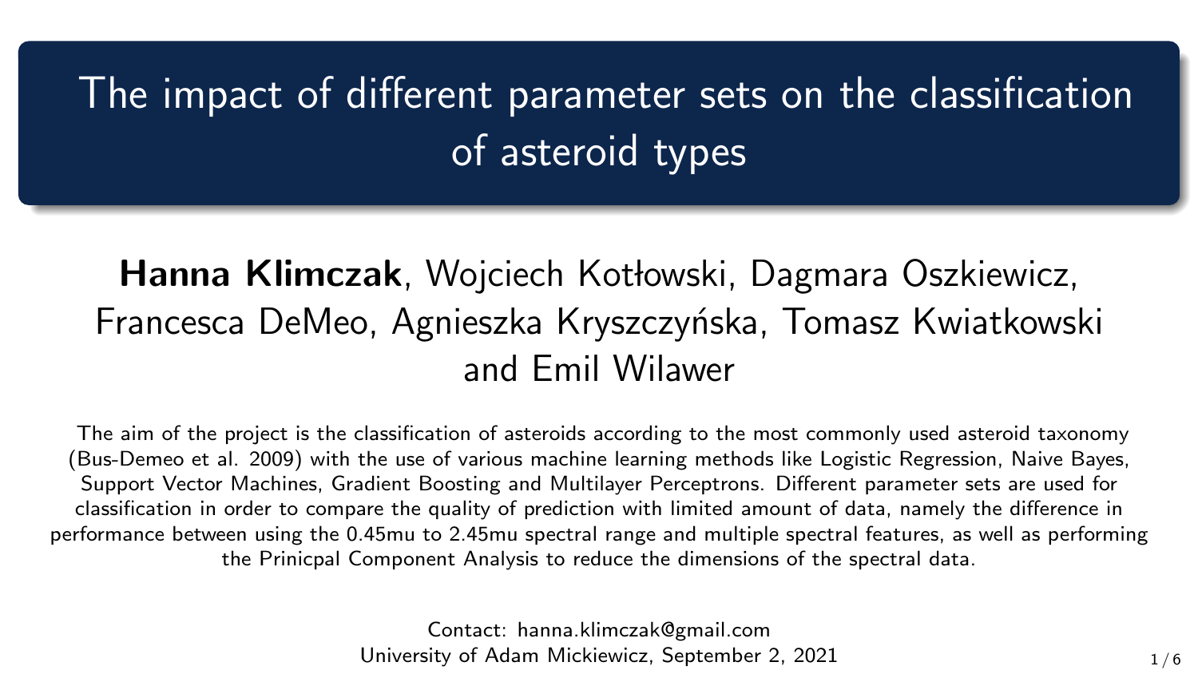# The impact of different parameter sets on the classification of asteroid types

**Hanna Klimczak**, Wojciech Kotłowski, Dagmara Oszkiewicz, Francesca DeMeo, Agnieszka Kryszczyńska, Tomasz Kwiatkowski and Emil Wilawer

The aim of the project is the classification of asteroids according to the most commonly used asteroid taxonomy (Bus-Demeo et al. 2009) with the use of various machine learning methods like Logistic Regression, Naive Bayes, Support Vector Machines, Gradient Boosting and Multilayer Perceptrons. Different parameter sets are used for classification in order to compare the quality of prediction with limited amount of data, namely the difference in performance between using the 0.45mu to 2.45mu spectral range and multiple spectral features, as well as performing the Prinicpal Component Analysis to reduce the dimensions of the spectral data.

Contact: hanna.klimczak@gmail.com

University of Adam Mickiewicz, September 2, 2021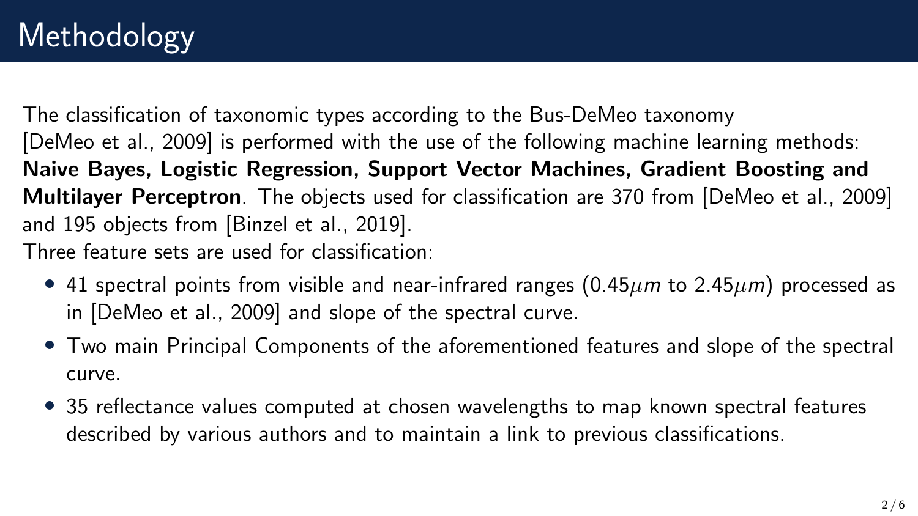# Methodology

The classification of taxonomic types according to the Bus-DeMeo taxonomy [DeMeo et al., 2009] is performed with the use of the following machine learning methods: **Naive Bayes, Logistic Regression, Support Vector Machines, Gradient Boosting and Multilayer Perceptron**. The objects used for classification are 370 from [DeMeo et al., 2009] and 195 objects from [Binzel et al., 2019].

Three feature sets are used for classification:

- 41 spectral points from visible and near-infrared ranges ($0.45\mu m$ to $2.45\mu m$) processed as in [DeMeo et al., 2009] and slope of the spectral curve.
- Two main Principal Components of the aforementioned features and slope of the spectral curve.
- 35 reflectance values computed at chosen wavelengths to map known spectral features described by various authors and to maintain a link to previous classifications.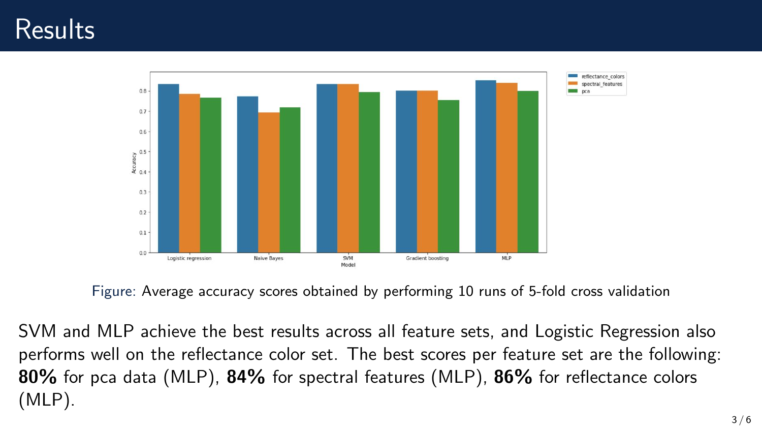# Results

Figure: Average accuracy scores obtained by performing 10 runs of 5-fold cross validation

SVM and MLP achieve the best results across all feature sets, and Logistic Regression also performs well on the reflectance color set. The best scores per feature set are the following: **80%** for pca data (MLP), **84%** for spectral features (MLP), **86%** for reflectance colors (MLP).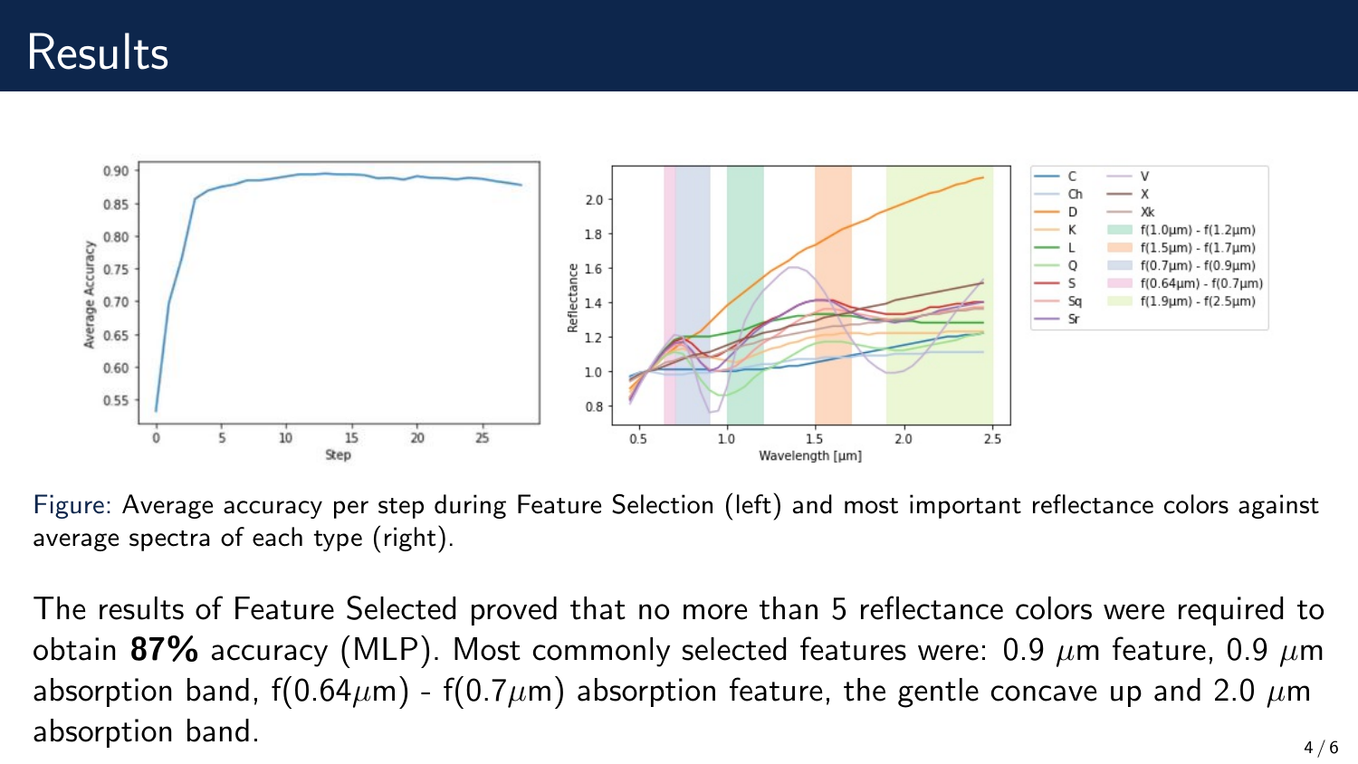# Results

Figure: Average accuracy per step during Feature Selection (left) and most important reflectance colors against average spectra of each type (right).

The results of Feature Selected proved that no more than 5 reflectance colors were required to obtain **87%** accuracy (MLP). Most commonly selected features were: 0.9 $\mu$m feature, 0.9 $\mu$m absorption band, f(0.64$\mu$m) - f(0.7$\mu$m) absorption feature, the gentle concave up and 2.0 $\mu$m absorption band.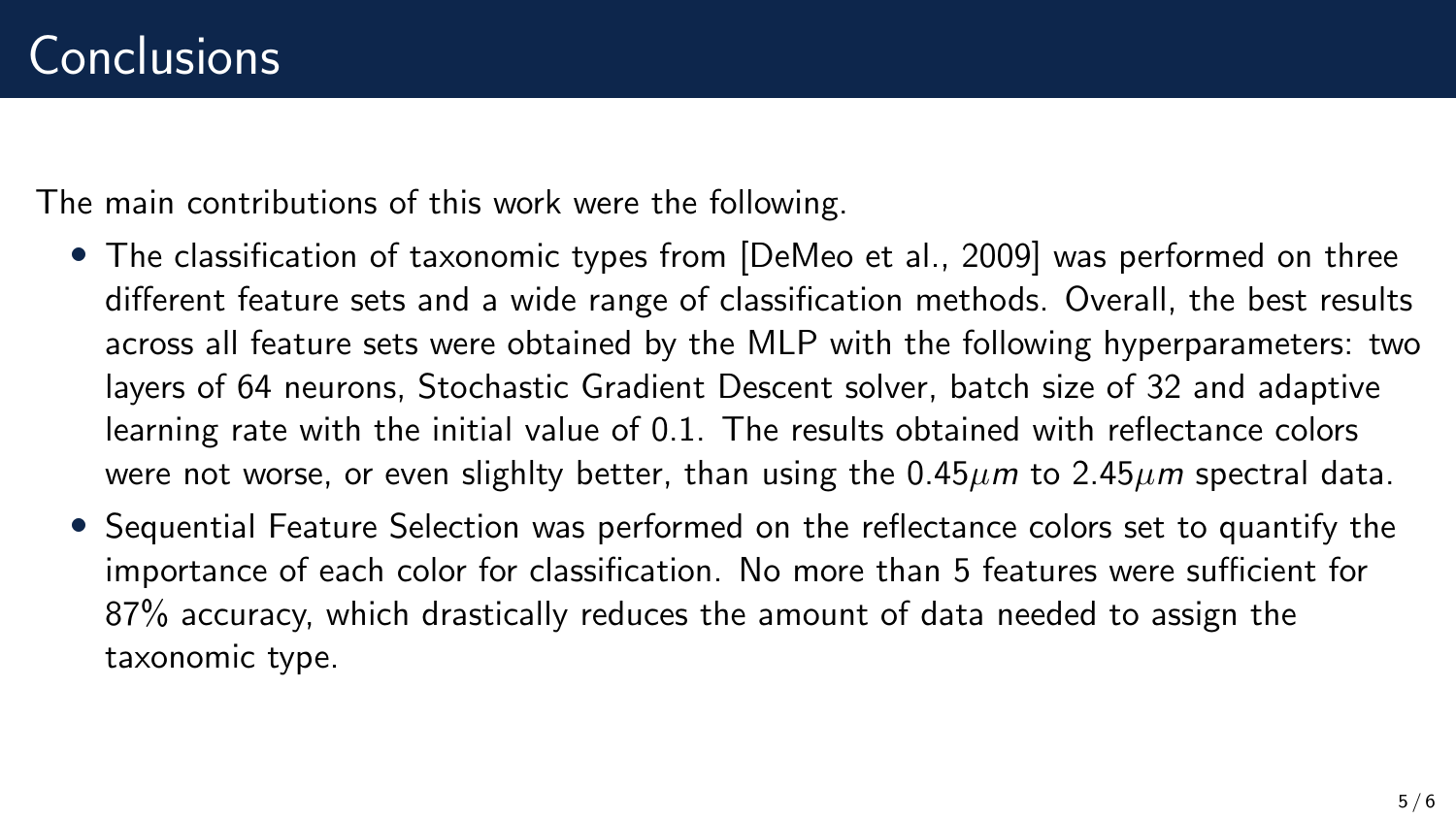# Conclusions

The main contributions of this work were the following.

- The classification of taxonomic types from [DeMeo et al., 2009] was performed on three different feature sets and a wide range of classification methods. Overall, the best results across all feature sets were obtained by the MLP with the following hyperparameters: two layers of 64 neurons, Stochastic Gradient Descent solver, batch size of 32 and adaptive learning rate with the initial value of 0.1. The results obtained with reflectance colors were not worse, or even slighlty better, than using the $0.45\mu m$ to $2.45\mu m$ spectral data.
- Sequential Feature Selection was performed on the reflectance colors set to quantify the importance of each color for classification. No more than 5 features were sufficient for 87% accuracy, which drastically reduces the amount of data needed to assign the taxonomic type.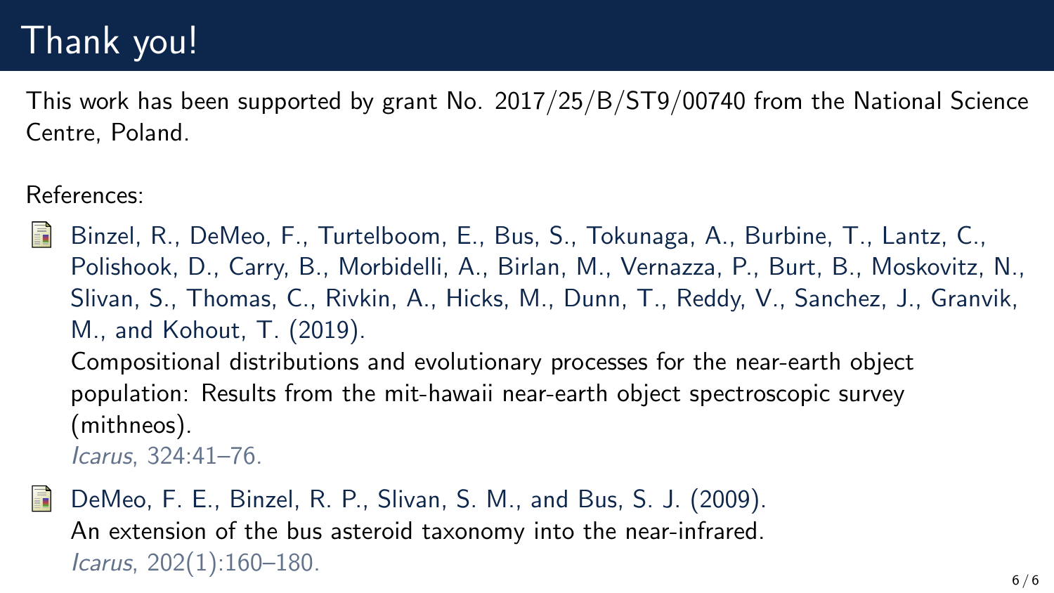# Thank you!

This work has been supported by grant No. 2017/25/B/ST9/00740 from the National Science Centre, Poland.

References:

- Binzel, R., DeMeo, F., Turtelboom, E., Bus, S., Tokunaga, A., Burbine, T., Lantz, C., Polishook, D., Carry, B., Morbidelli, A., Birlan, M., Vernazza, P., Burt, B., Moskovitz, N., Slivan, S., Thomas, C., Rivkin, A., Hicks, M., Dunn, T., Reddy, V., Sanchez, J., Granvik, M., and Kohout, T. (2019).
  Compositional distributions and evolutionary processes for the near-earth object population: Results from the mit-hawaii near-earth object spectroscopic survey (mithneos).
  *Icarus*, 324:41–76.

- DeMeo, F. E., Binzel, R. P., Slivan, S. M., and Bus, S. J. (2009).
  An extension of the bus asteroid taxonomy into the near-infrared.
  *Icarus*, 202(1):160–180.